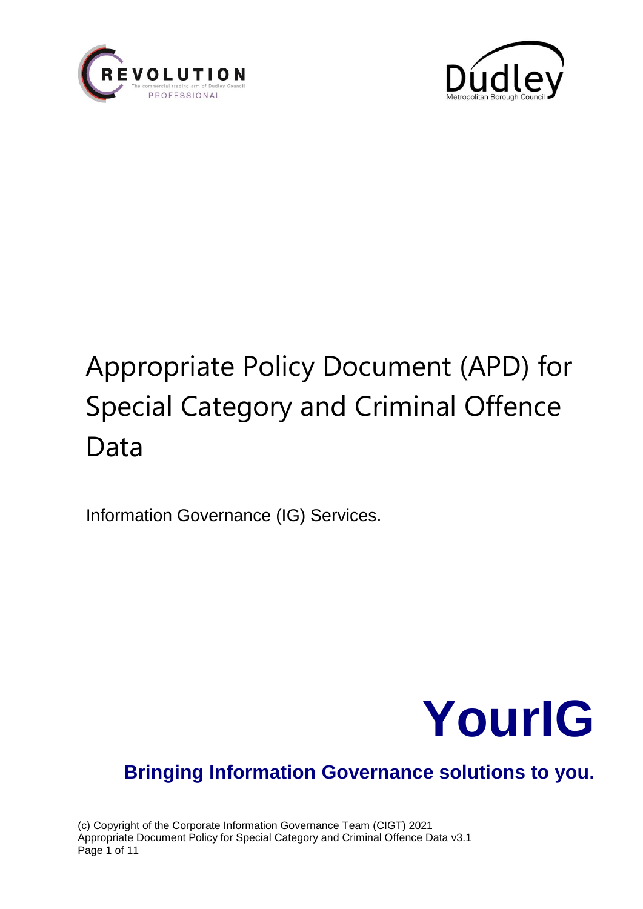# Appropriate Policy Document (APD) for Special Category and Criminal Offence Data

Information Governance (IG) Services.

**YourIG**

**Bringing Information Governance solutions to you.**

(c) Copyright of the Corporate Information Governance Team (CIGT) 2021
Appropriate Document Policy for Special Category and Criminal Offence Data v3.1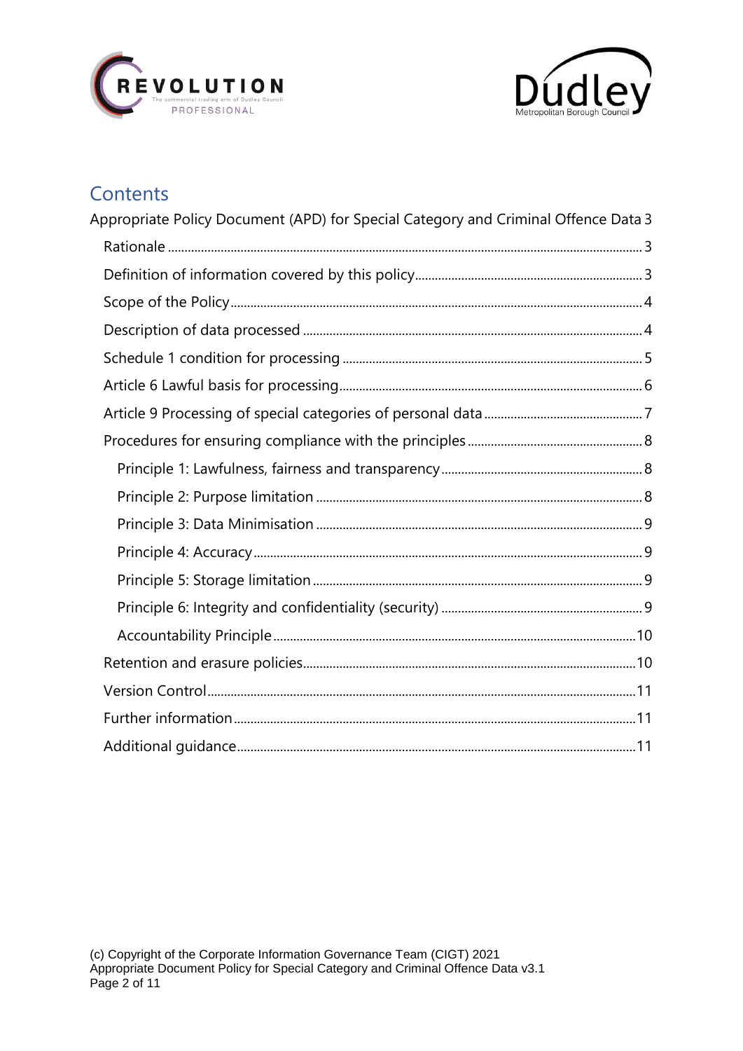## Contents

Appropriate Policy Document (APD) for Special Category and Criminal Offence Data 3

- Rationale ..... 3
- Definition of information covered by this policy ..... 3
- Scope of the Policy ..... 4
- Description of data processed ..... 4
- Schedule 1 condition for processing ..... 5
- Article 6 Lawful basis for processing ..... 6
- Article 9 Processing of special categories of personal data ..... 7
- Procedures for ensuring compliance with the principles ..... 8
  - Principle 1: Lawfulness, fairness and transparency ..... 8
  - Principle 2: Purpose limitation ..... 8
  - Principle 3: Data Minimisation ..... 9
  - Principle 4: Accuracy ..... 9
  - Principle 5: Storage limitation ..... 9
  - Principle 6: Integrity and confidentiality (security) ..... 9
  - Accountability Principle ..... 10
- Retention and erasure policies ..... 10
- Version Control ..... 11
- Further information ..... 11
- Additional guidance ..... 11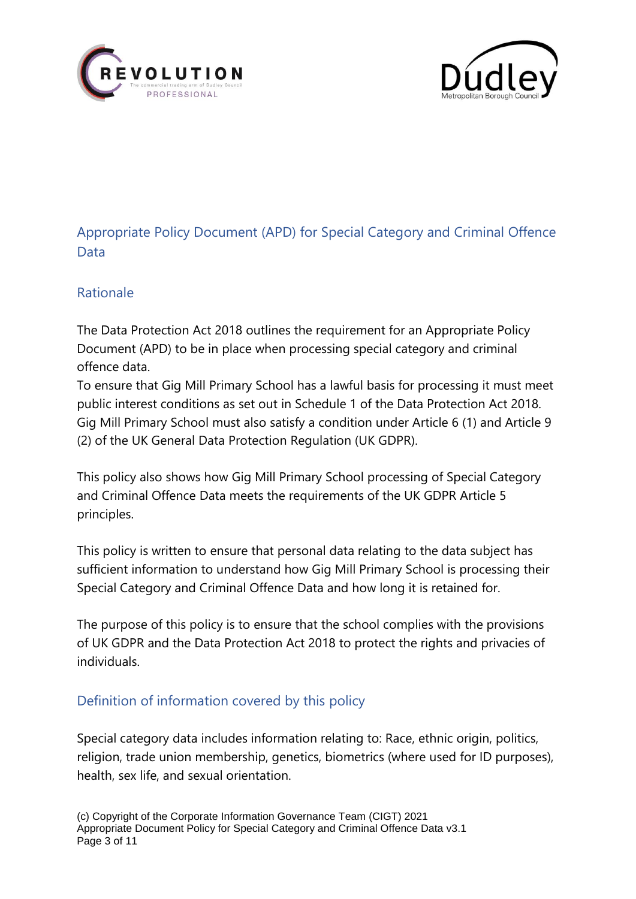## Appropriate Policy Document (APD) for Special Category and Criminal Offence Data

### Rationale

The Data Protection Act 2018 outlines the requirement for an Appropriate Policy Document (APD) to be in place when processing special category and criminal offence data.
To ensure that Gig Mill Primary School has a lawful basis for processing it must meet public interest conditions as set out in Schedule 1 of the Data Protection Act 2018. Gig Mill Primary School must also satisfy a condition under Article 6 (1) and Article 9 (2) of the UK General Data Protection Regulation (UK GDPR).

This policy also shows how Gig Mill Primary School processing of Special Category and Criminal Offence Data meets the requirements of the UK GDPR Article 5 principles.

This policy is written to ensure that personal data relating to the data subject has sufficient information to understand how Gig Mill Primary School is processing their Special Category and Criminal Offence Data and how long it is retained for.

The purpose of this policy is to ensure that the school complies with the provisions of UK GDPR and the Data Protection Act 2018 to protect the rights and privacies of individuals.

### Definition of information covered by this policy

Special category data includes information relating to: Race, ethnic origin, politics, religion, trade union membership, genetics, biometrics (where used for ID purposes), health, sex life, and sexual orientation.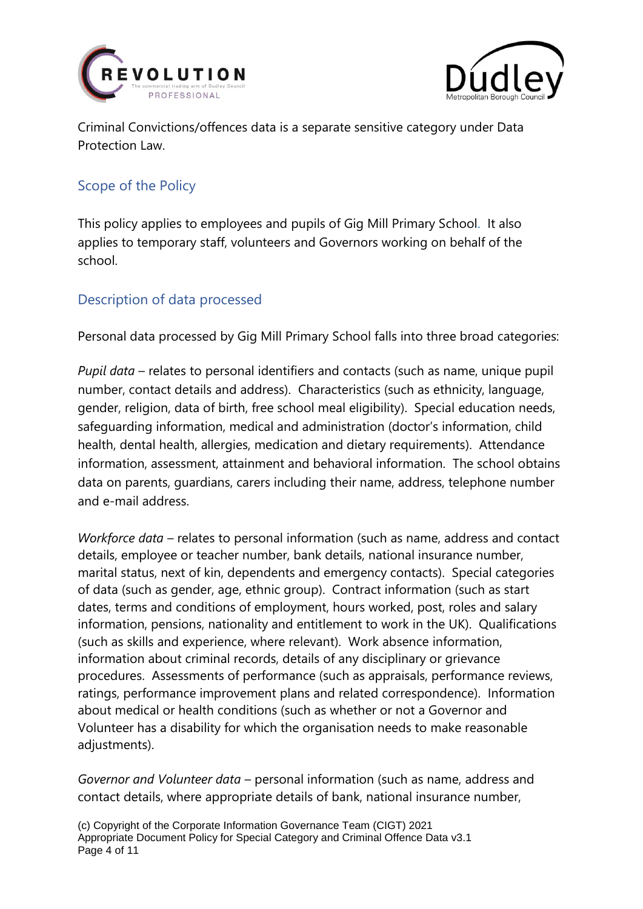Criminal Convictions/offences data is a separate sensitive category under Data Protection Law.

## Scope of the Policy

This policy applies to employees and pupils of Gig Mill Primary School. It also applies to temporary staff, volunteers and Governors working on behalf of the school.

## Description of data processed

Personal data processed by Gig Mill Primary School falls into three broad categories:

*Pupil data* – relates to personal identifiers and contacts (such as name, unique pupil number, contact details and address). Characteristics (such as ethnicity, language, gender, religion, data of birth, free school meal eligibility). Special education needs, safeguarding information, medical and administration (doctor's information, child health, dental health, allergies, medication and dietary requirements). Attendance information, assessment, attainment and behavioral information. The school obtains data on parents, guardians, carers including their name, address, telephone number and e-mail address.

*Workforce data* – relates to personal information (such as name, address and contact details, employee or teacher number, bank details, national insurance number, marital status, next of kin, dependents and emergency contacts). Special categories of data (such as gender, age, ethnic group). Contract information (such as start dates, terms and conditions of employment, hours worked, post, roles and salary information, pensions, nationality and entitlement to work in the UK). Qualifications (such as skills and experience, where relevant). Work absence information, information about criminal records, details of any disciplinary or grievance procedures. Assessments of performance (such as appraisals, performance reviews, ratings, performance improvement plans and related correspondence). Information about medical or health conditions (such as whether or not a Governor and Volunteer has a disability for which the organisation needs to make reasonable adjustments).

*Governor and Volunteer data* – personal information (such as name, address and contact details, where appropriate details of bank, national insurance number,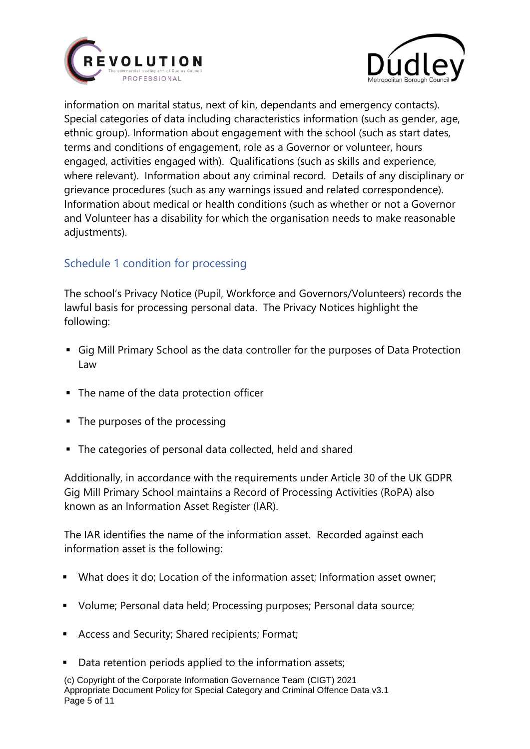information on marital status, next of kin, dependants and emergency contacts). Special categories of data including characteristics information (such as gender, age, ethnic group). Information about engagement with the school (such as start dates, terms and conditions of engagement, role as a Governor or volunteer, hours engaged, activities engaged with). Qualifications (such as skills and experience, where relevant). Information about any criminal record. Details of any disciplinary or grievance procedures (such as any warnings issued and related correspondence). Information about medical or health conditions (such as whether or not a Governor and Volunteer has a disability for which the organisation needs to make reasonable adjustments).

## Schedule 1 condition for processing

The school's Privacy Notice (Pupil, Workforce and Governors/Volunteers) records the lawful basis for processing personal data. The Privacy Notices highlight the following:

- Gig Mill Primary School as the data controller for the purposes of Data Protection Law
- The name of the data protection officer
- The purposes of the processing
- The categories of personal data collected, held and shared

Additionally, in accordance with the requirements under Article 30 of the UK GDPR Gig Mill Primary School maintains a Record of Processing Activities (RoPA) also known as an Information Asset Register (IAR).

The IAR identifies the name of the information asset. Recorded against each information asset is the following:

- What does it do; Location of the information asset; Information asset owner;
- Volume; Personal data held; Processing purposes; Personal data source;
- Access and Security; Shared recipients; Format;
- Data retention periods applied to the information assets;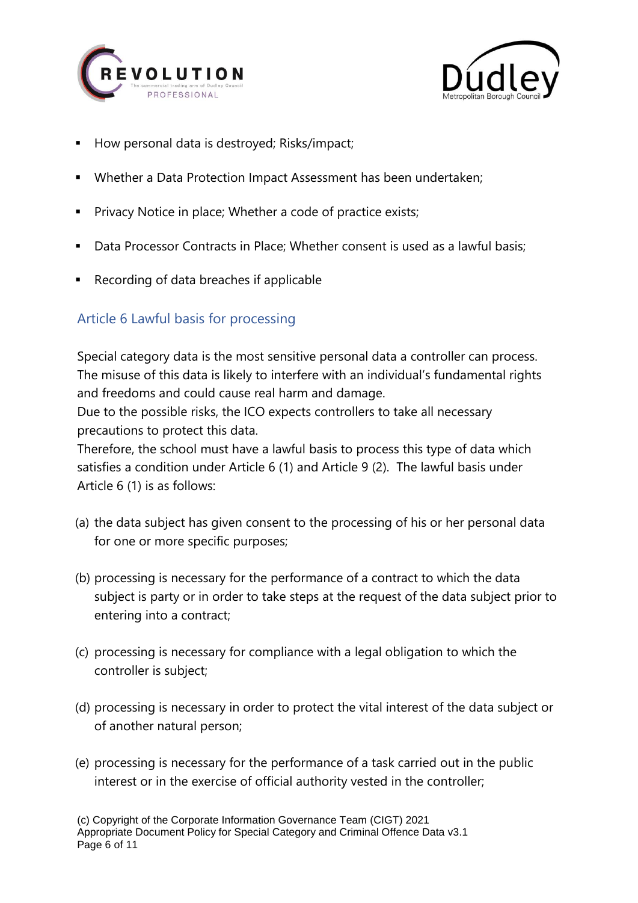- How personal data is destroyed; Risks/impact;
- Whether a Data Protection Impact Assessment has been undertaken;
- Privacy Notice in place; Whether a code of practice exists;
- Data Processor Contracts in Place; Whether consent is used as a lawful basis;
- Recording of data breaches if applicable

## Article 6 Lawful basis for processing

Special category data is the most sensitive personal data a controller can process. The misuse of this data is likely to interfere with an individual's fundamental rights and freedoms and could cause real harm and damage.
Due to the possible risks, the ICO expects controllers to take all necessary precautions to protect this data.
Therefore, the school must have a lawful basis to process this type of data which satisfies a condition under Article 6 (1) and Article 9 (2). The lawful basis under Article 6 (1) is as follows:

(a) the data subject has given consent to the processing of his or her personal data for one or more specific purposes;

(b) processing is necessary for the performance of a contract to which the data subject is party or in order to take steps at the request of the data subject prior to entering into a contract;

(c) processing is necessary for compliance with a legal obligation to which the controller is subject;

(d) processing is necessary in order to protect the vital interest of the data subject or of another natural person;

(e) processing is necessary for the performance of a task carried out in the public interest or in the exercise of official authority vested in the controller;

(c) Copyright of the Corporate Information Governance Team (CIGT) 2021
Appropriate Document Policy for Special Category and Criminal Offence Data v3.1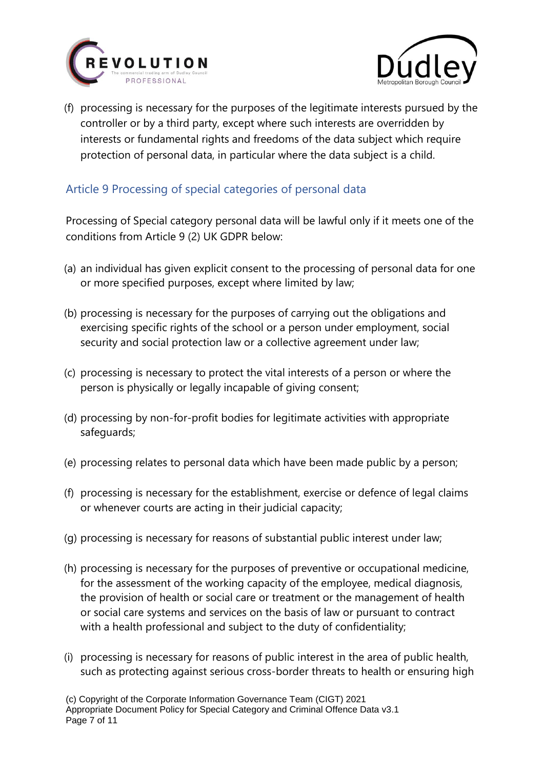(f) processing is necessary for the purposes of the legitimate interests pursued by the controller or by a third party, except where such interests are overridden by interests or fundamental rights and freedoms of the data subject which require protection of personal data, in particular where the data subject is a child.

## Article 9 Processing of special categories of personal data

Processing of Special category personal data will be lawful only if it meets one of the conditions from Article 9 (2) UK GDPR below:

(a) an individual has given explicit consent to the processing of personal data for one or more specified purposes, except where limited by law;

(b) processing is necessary for the purposes of carrying out the obligations and exercising specific rights of the school or a person under employment, social security and social protection law or a collective agreement under law;

(c) processing is necessary to protect the vital interests of a person or where the person is physically or legally incapable of giving consent;

(d) processing by non-for-profit bodies for legitimate activities with appropriate safeguards;

(e) processing relates to personal data which have been made public by a person;

(f) processing is necessary for the establishment, exercise or defence of legal claims or whenever courts are acting in their judicial capacity;

(g) processing is necessary for reasons of substantial public interest under law;

(h) processing is necessary for the purposes of preventive or occupational medicine, for the assessment of the working capacity of the employee, medical diagnosis, the provision of health or social care or treatment or the management of health or social care systems and services on the basis of law or pursuant to contract with a health professional and subject to the duty of confidentiality;

(i) processing is necessary for reasons of public interest in the area of public health, such as protecting against serious cross-border threats to health or ensuring high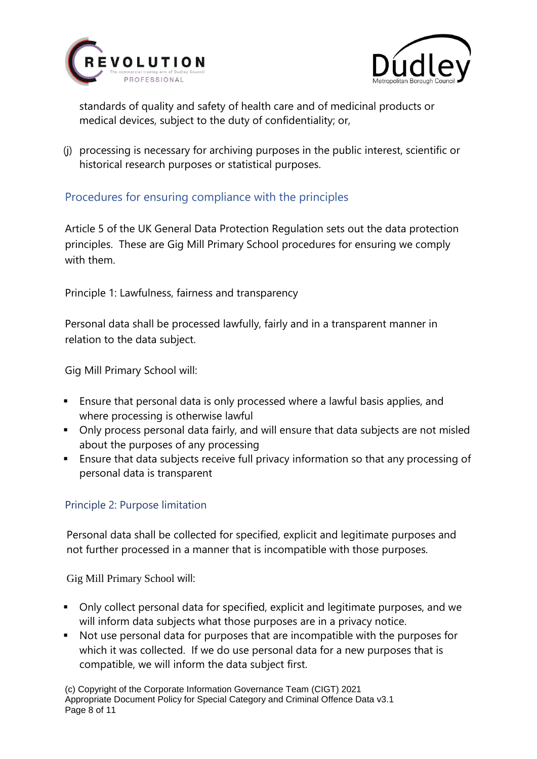standards of quality and safety of health care and of medicinal products or medical devices, subject to the duty of confidentiality; or,

(j) processing is necessary for archiving purposes in the public interest, scientific or historical research purposes or statistical purposes.

## Procedures for ensuring compliance with the principles

Article 5 of the UK General Data Protection Regulation sets out the data protection principles. These are Gig Mill Primary School procedures for ensuring we comply with them.

Principle 1: Lawfulness, fairness and transparency

Personal data shall be processed lawfully, fairly and in a transparent manner in relation to the data subject.

Gig Mill Primary School will:

- Ensure that personal data is only processed where a lawful basis applies, and where processing is otherwise lawful
- Only process personal data fairly, and will ensure that data subjects are not misled about the purposes of any processing
- Ensure that data subjects receive full privacy information so that any processing of personal data is transparent

### Principle 2: Purpose limitation

Personal data shall be collected for specified, explicit and legitimate purposes and not further processed in a manner that is incompatible with those purposes.

Gig Mill Primary School will:

- Only collect personal data for specified, explicit and legitimate purposes, and we will inform data subjects what those purposes are in a privacy notice.
- Not use personal data for purposes that are incompatible with the purposes for which it was collected. If we do use personal data for a new purposes that is compatible, we will inform the data subject first.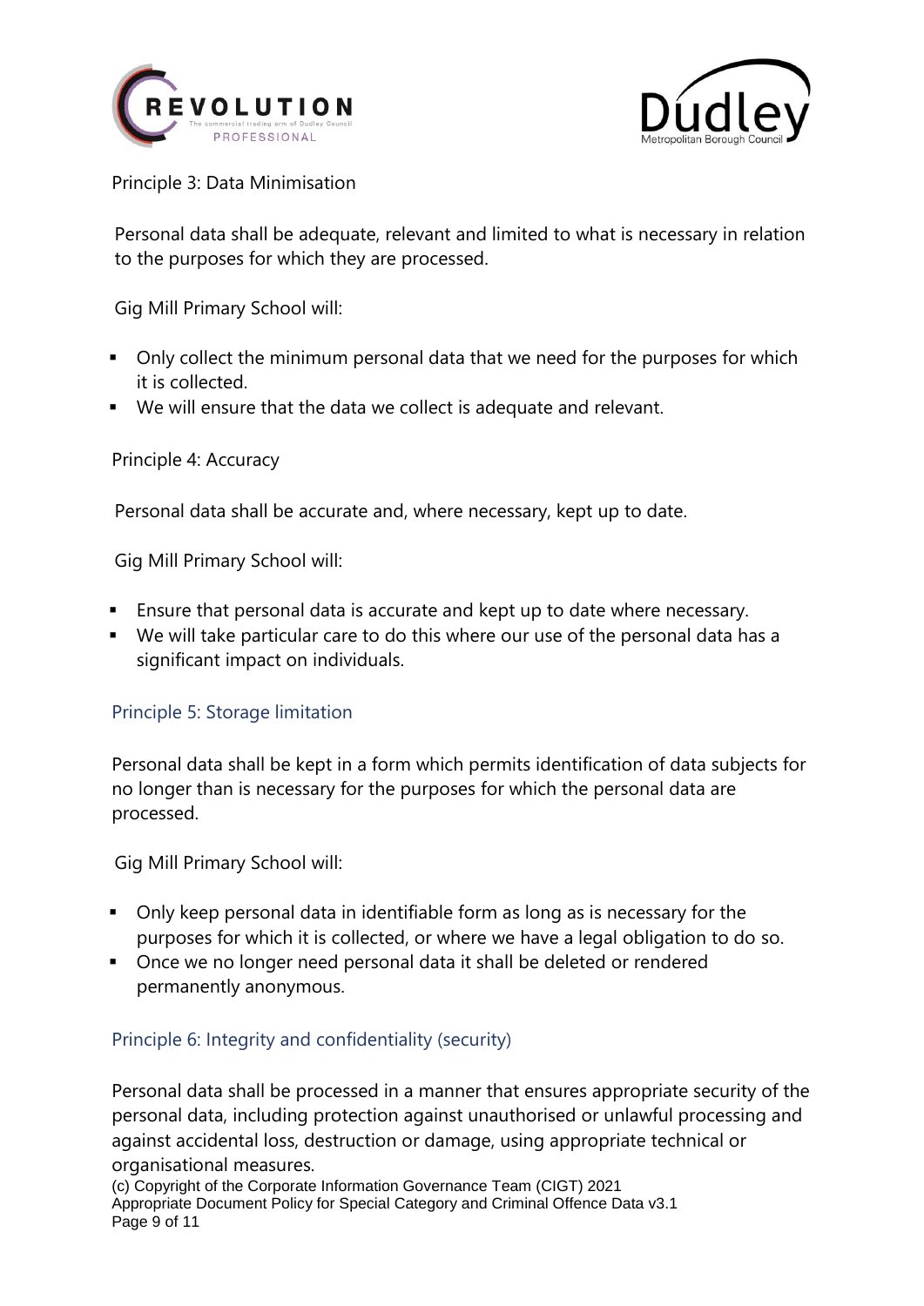Principle 3: Data Minimisation

Personal data shall be adequate, relevant and limited to what is necessary in relation to the purposes for which they are processed.

Gig Mill Primary School will:

- Only collect the minimum personal data that we need for the purposes for which it is collected.
- We will ensure that the data we collect is adequate and relevant.

Principle 4: Accuracy

Personal data shall be accurate and, where necessary, kept up to date.

Gig Mill Primary School will:

- Ensure that personal data is accurate and kept up to date where necessary.
- We will take particular care to do this where our use of the personal data has a significant impact on individuals.

### Principle 5: Storage limitation

Personal data shall be kept in a form which permits identification of data subjects for no longer than is necessary for the purposes for which the personal data are processed.

Gig Mill Primary School will:

- Only keep personal data in identifiable form as long as is necessary for the purposes for which it is collected, or where we have a legal obligation to do so.
- Once we no longer need personal data it shall be deleted or rendered permanently anonymous.

### Principle 6: Integrity and confidentiality (security)

Personal data shall be processed in a manner that ensures appropriate security of the personal data, including protection against unauthorised or unlawful processing and against accidental loss, destruction or damage, using appropriate technical or organisational measures.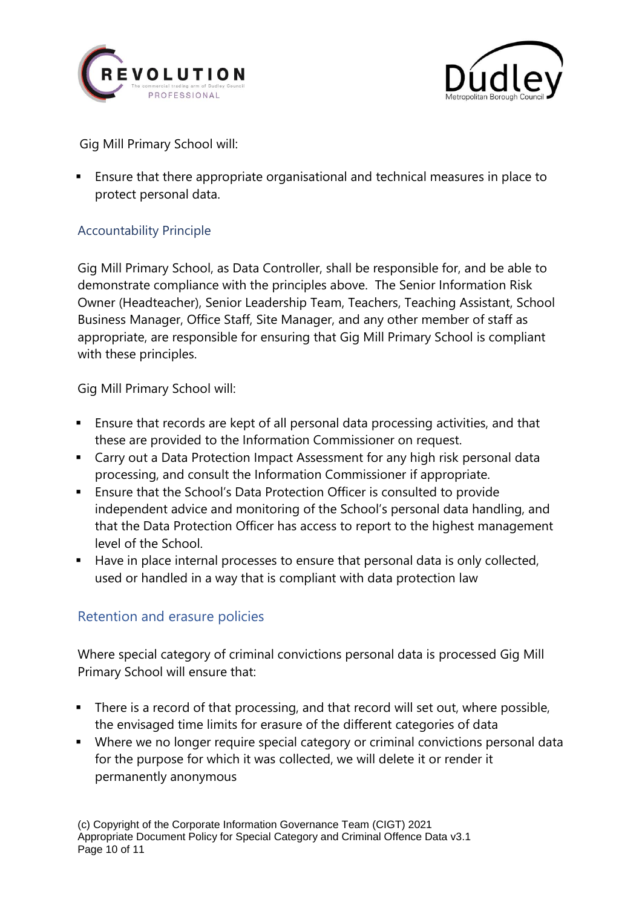Gig Mill Primary School will:

- Ensure that there appropriate organisational and technical measures in place to protect personal data.

### Accountability Principle

Gig Mill Primary School, as Data Controller, shall be responsible for, and be able to demonstrate compliance with the principles above. The Senior Information Risk Owner (Headteacher), Senior Leadership Team, Teachers, Teaching Assistant, School Business Manager, Office Staff, Site Manager, and any other member of staff as appropriate, are responsible for ensuring that Gig Mill Primary School is compliant with these principles.

Gig Mill Primary School will:

- Ensure that records are kept of all personal data processing activities, and that these are provided to the Information Commissioner on request.
- Carry out a Data Protection Impact Assessment for any high risk personal data processing, and consult the Information Commissioner if appropriate.
- Ensure that the School's Data Protection Officer is consulted to provide independent advice and monitoring of the School's personal data handling, and that the Data Protection Officer has access to report to the highest management level of the School.
- Have in place internal processes to ensure that personal data is only collected, used or handled in a way that is compliant with data protection law

## Retention and erasure policies

Where special category of criminal convictions personal data is processed Gig Mill Primary School will ensure that:

- There is a record of that processing, and that record will set out, where possible, the envisaged time limits for erasure of the different categories of data
- Where we no longer require special category or criminal convictions personal data for the purpose for which it was collected, we will delete it or render it permanently anonymous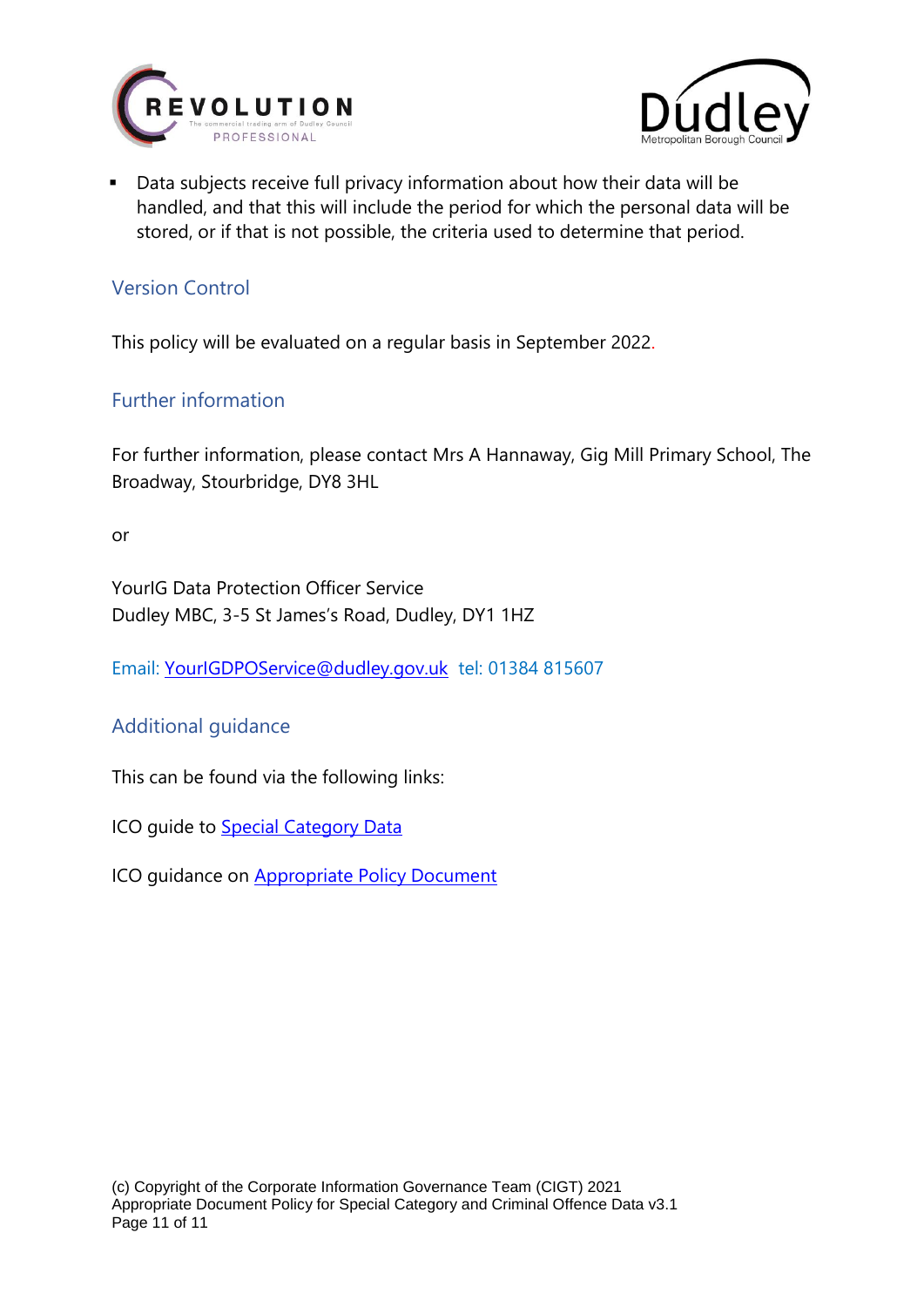- Data subjects receive full privacy information about how their data will be handled, and that this will include the period for which the personal data will be stored, or if that is not possible, the criteria used to determine that period.

## Version Control

This policy will be evaluated on a regular basis in September 2022.

## Further information

For further information, please contact Mrs A Hannaway, Gig Mill Primary School, The Broadway, Stourbridge, DY8 3HL

or

YourIG Data Protection Officer Service
Dudley MBC, 3-5 St James's Road, Dudley, DY1 1HZ

Email: YourIGDPOService@dudley.gov.uk tel: 01384 815607

## Additional guidance

This can be found via the following links:

ICO guide to Special Category Data

ICO guidance on Appropriate Policy Document